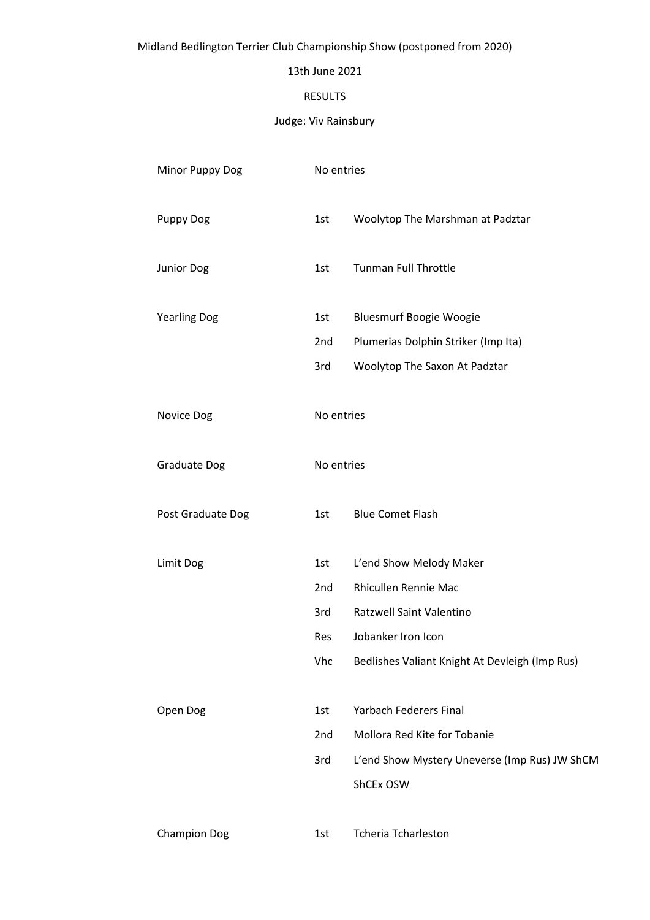Midland Bedlington Terrier Club Championship Show (postponed from 2020)

13th June 2021

RESULTS

Judge: Viv Rainsbury

| Class | Place | Dog |
|---|---|---|
| Minor Puppy Dog | No entries | |
| Puppy Dog | 1st | Woolytop The Marshman at Padztar |
| Junior Dog | 1st | Tunman Full Throttle |
| Yearling Dog | 1st | Bluesmurf Boogie Woogie |
| | 2nd | Plumerias Dolphin Striker (Imp Ita) |
| | 3rd | Woolytop The Saxon At Padztar |
| Novice Dog | No entries | |
| Graduate Dog | No entries | |
| Post Graduate Dog | 1st | Blue Comet Flash |
| Limit Dog | 1st | L'end Show Melody Maker |
| | 2nd | Rhicullen Rennie Mac |
| | 3rd | Ratzwell Saint Valentino |
| | Res | Jobanker Iron Icon |
| | Vhc | Bedlishes Valiant Knight At Devleigh (Imp Rus) |
| Open Dog | 1st | Yarbach Federers Final |
| | 2nd | Mollora Red Kite for Tobanie |
| | 3rd | L'end Show Mystery Uneverse (Imp Rus) JW ShCM ShCEx OSW |
| Champion Dog | 1st | Tcheria Tcharleston |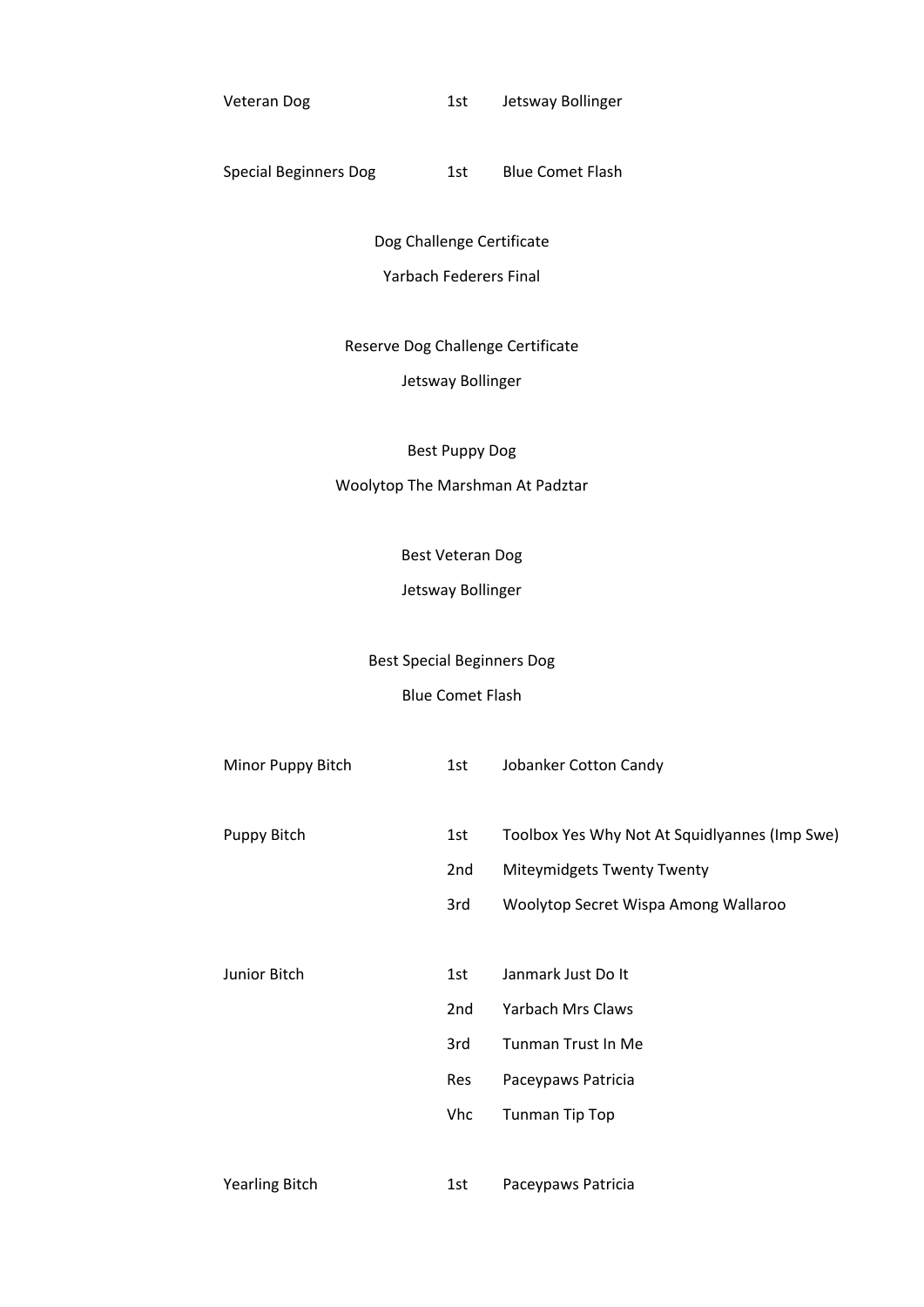| | | |
|---|---|---|
| Veteran Dog | 1st | Jetsway Bollinger |
| Special Beginners Dog | 1st | Blue Comet Flash |

Dog Challenge Certificate

Yarbach Federers Final

Reserve Dog Challenge Certificate

Jetsway Bollinger

Best Puppy Dog

Woolytop The Marshman At Padztar

Best Veteran Dog

Jetsway Bollinger

Best Special Beginners Dog

Blue Comet Flash

| | | |
|---|---|---|
| Minor Puppy Bitch | 1st | Jobanker Cotton Candy |
| Puppy Bitch | 1st | Toolbox Yes Why Not At Squidlyannes (Imp Swe) |
| | 2nd | Miteymidgets Twenty Twenty |
| | 3rd | Woolytop Secret Wispa Among Wallaroo |
| Junior Bitch | 1st | Janmark Just Do It |
| | 2nd | Yarbach Mrs Claws |
| | 3rd | Tunman Trust In Me |
| | Res | Paceypaws Patricia |
| | Vhc | Tunman Tip Top |
| Yearling Bitch | 1st | Paceypaws Patricia |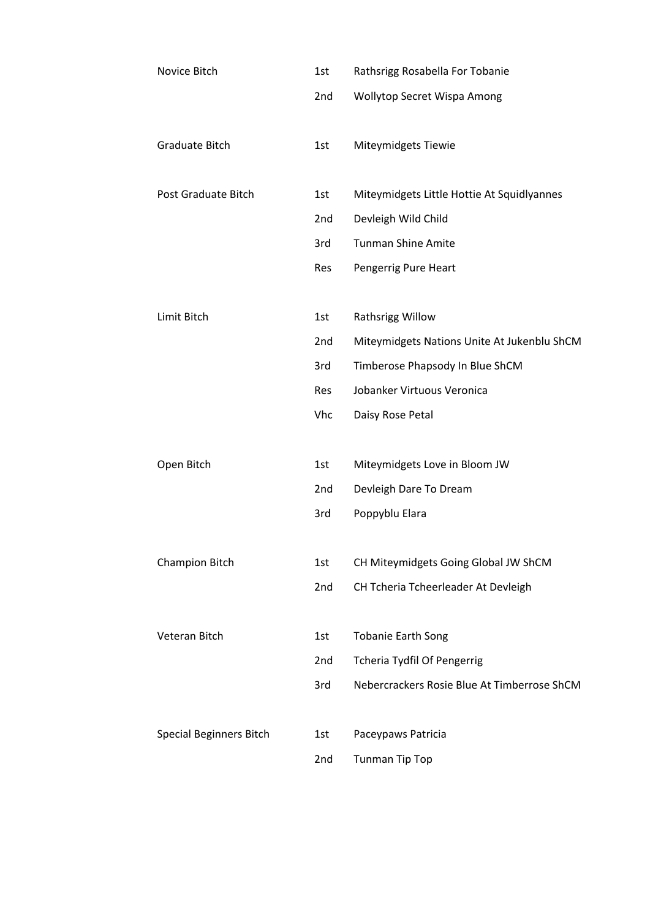| Class | Place | Name |
|---|---|---|
| Novice Bitch | 1st | Rathsrigg Rosabella For Tobanie |
| | 2nd | Wollytop Secret Wispa Among |
| Graduate Bitch | 1st | Miteymidgets Tiewie |
| Post Graduate Bitch | 1st | Miteymidgets Little Hottie At Squidlyannes |
| | 2nd | Devleigh Wild Child |
| | 3rd | Tunman Shine Amite |
| | Res | Pengerrig Pure Heart |
| Limit Bitch | 1st | Rathsrigg Willow |
| | 2nd | Miteymidgets Nations Unite At Jukenblu ShCM |
| | 3rd | Timberose Phapsody In Blue ShCM |
| | Res | Jobanker Virtuous Veronica |
| | Vhc | Daisy Rose Petal |
| Open Bitch | 1st | Miteymidgets Love in Bloom JW |
| | 2nd | Devleigh Dare To Dream |
| | 3rd | Poppyblu Elara |
| Champion Bitch | 1st | CH Miteymidgets Going Global JW ShCM |
| | 2nd | CH Tcheria Tcheerleader At Devleigh |
| Veteran Bitch | 1st | Tobanie Earth Song |
| | 2nd | Tcheria Tydfil Of Pengerrig |
| | 3rd | Nebercrackers Rosie Blue At Timberrose ShCM |
| Special Beginners Bitch | 1st | Paceypaws Patricia |
| | 2nd | Tunman Tip Top |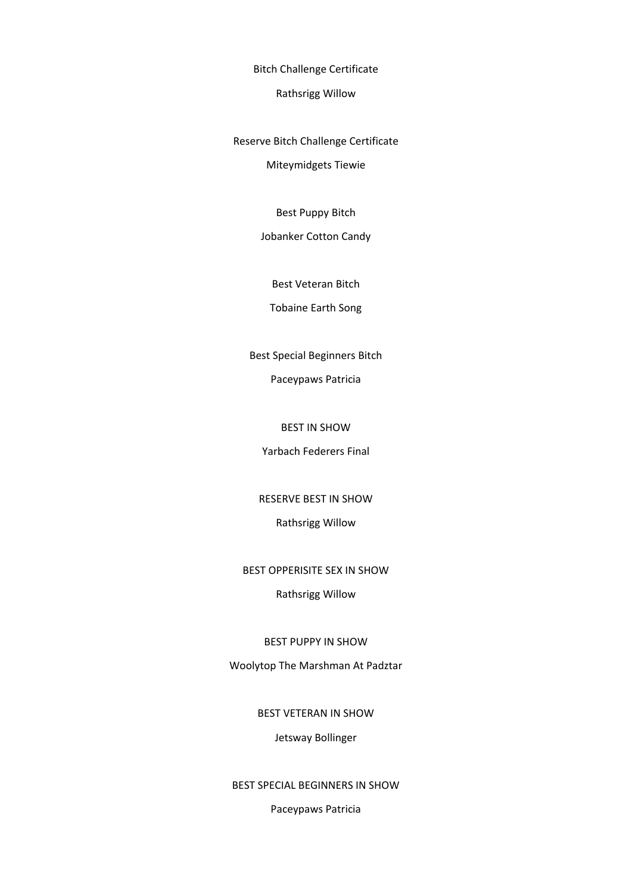Bitch Challenge Certificate

Rathsrigg Willow

Reserve Bitch Challenge Certificate

Miteymidgets Tiewie

Best Puppy Bitch

Jobanker Cotton Candy

Best Veteran Bitch

Tobaine Earth Song

Best Special Beginners Bitch

Paceypaws Patricia

BEST IN SHOW

Yarbach Federers Final

RESERVE BEST IN SHOW

Rathsrigg Willow

BEST OPPERISITE SEX IN SHOW

Rathsrigg Willow

BEST PUPPY IN SHOW

Woolytop The Marshman At Padztar

BEST VETERAN IN SHOW

Jetsway Bollinger

BEST SPECIAL BEGINNERS IN SHOW

Paceypaws Patricia